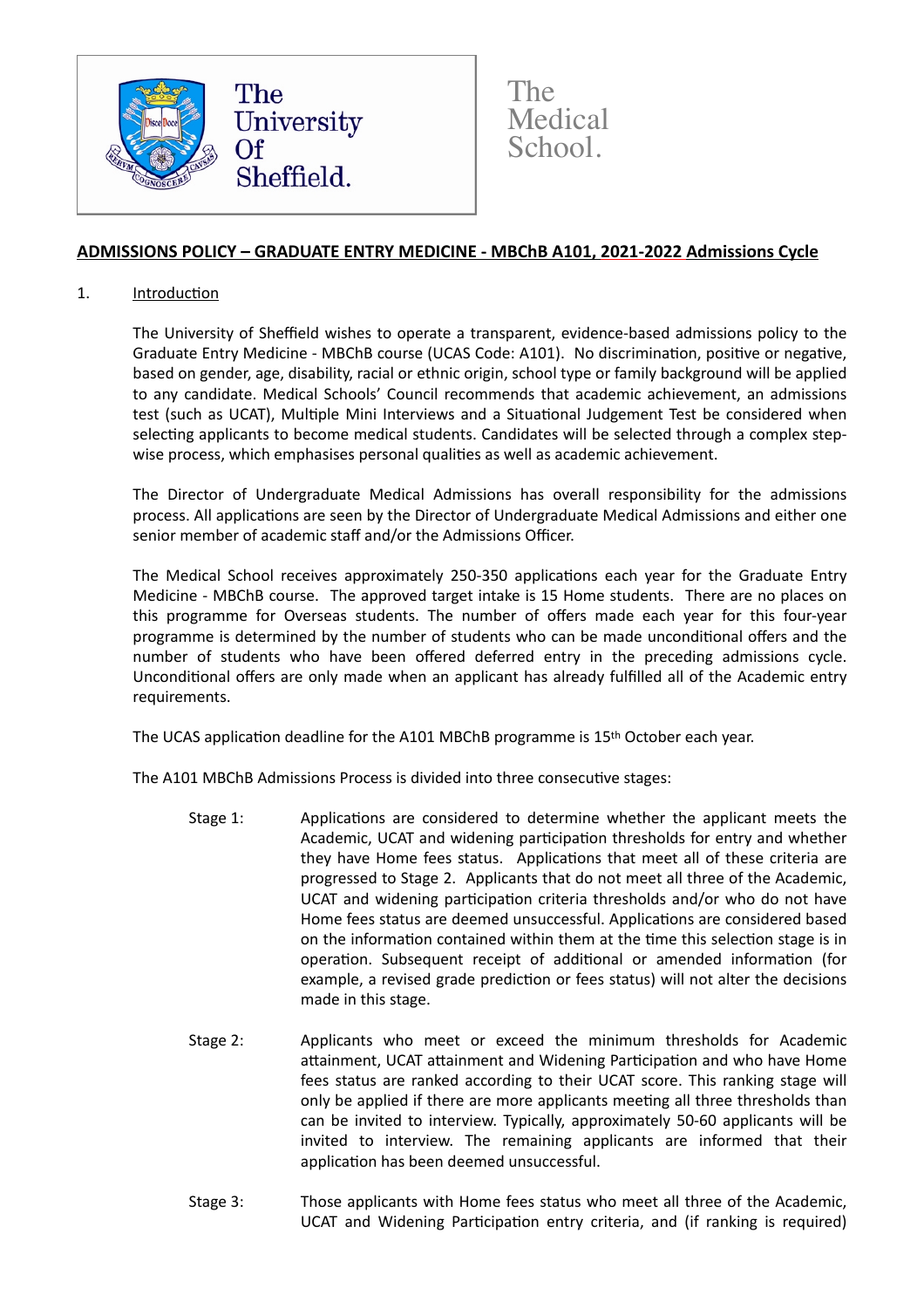The University Of Sheffield.

The Medical School.

## ADMISSIONS POLICY – GRADUATE ENTRY MEDICINE - MBChB A101, 2021-2022 Admissions Cycle

### 1. Introduction

The University of Sheffield wishes to operate a transparent, evidence-based admissions policy to the Graduate Entry Medicine - MBChB course (UCAS Code: A101). No discrimination, positive or negative, based on gender, age, disability, racial or ethnic origin, school type or family background will be applied to any candidate. Medical Schools' Council recommends that academic achievement, an admissions test (such as UCAT), Multiple Mini Interviews and a Situational Judgement Test be considered when selecting applicants to become medical students. Candidates will be selected through a complex step-wise process, which emphasises personal qualities as well as academic achievement.

The Director of Undergraduate Medical Admissions has overall responsibility for the admissions process. All applications are seen by the Director of Undergraduate Medical Admissions and either one senior member of academic staff and/or the Admissions Officer.

The Medical School receives approximately 250-350 applications each year for the Graduate Entry Medicine - MBChB course. The approved target intake is 15 Home students. There are no places on this programme for Overseas students. The number of offers made each year for this four-year programme is determined by the number of students who can be made unconditional offers and the number of students who have been offered deferred entry in the preceding admissions cycle. Unconditional offers are only made when an applicant has already fulfilled all of the Academic entry requirements.

The UCAS application deadline for the A101 MBChB programme is 15th October each year.

The A101 MBChB Admissions Process is divided into three consecutive stages:

Stage 1: Applications are considered to determine whether the applicant meets the Academic, UCAT and widening participation thresholds for entry and whether they have Home fees status. Applications that meet all of these criteria are progressed to Stage 2. Applicants that do not meet all three of the Academic, UCAT and widening participation criteria thresholds and/or who do not have Home fees status are deemed unsuccessful. Applications are considered based on the information contained within them at the time this selection stage is in operation. Subsequent receipt of additional or amended information (for example, a revised grade prediction or fees status) will not alter the decisions made in this stage.

Stage 2: Applicants who meet or exceed the minimum thresholds for Academic attainment, UCAT attainment and Widening Participation and who have Home fees status are ranked according to their UCAT score. This ranking stage will only be applied if there are more applicants meeting all three thresholds than can be invited to interview. Typically, approximately 50-60 applicants will be invited to interview. The remaining applicants are informed that their application has been deemed unsuccessful.

Stage 3: Those applicants with Home fees status who meet all three of the Academic, UCAT and Widening Participation entry criteria, and (if ranking is required)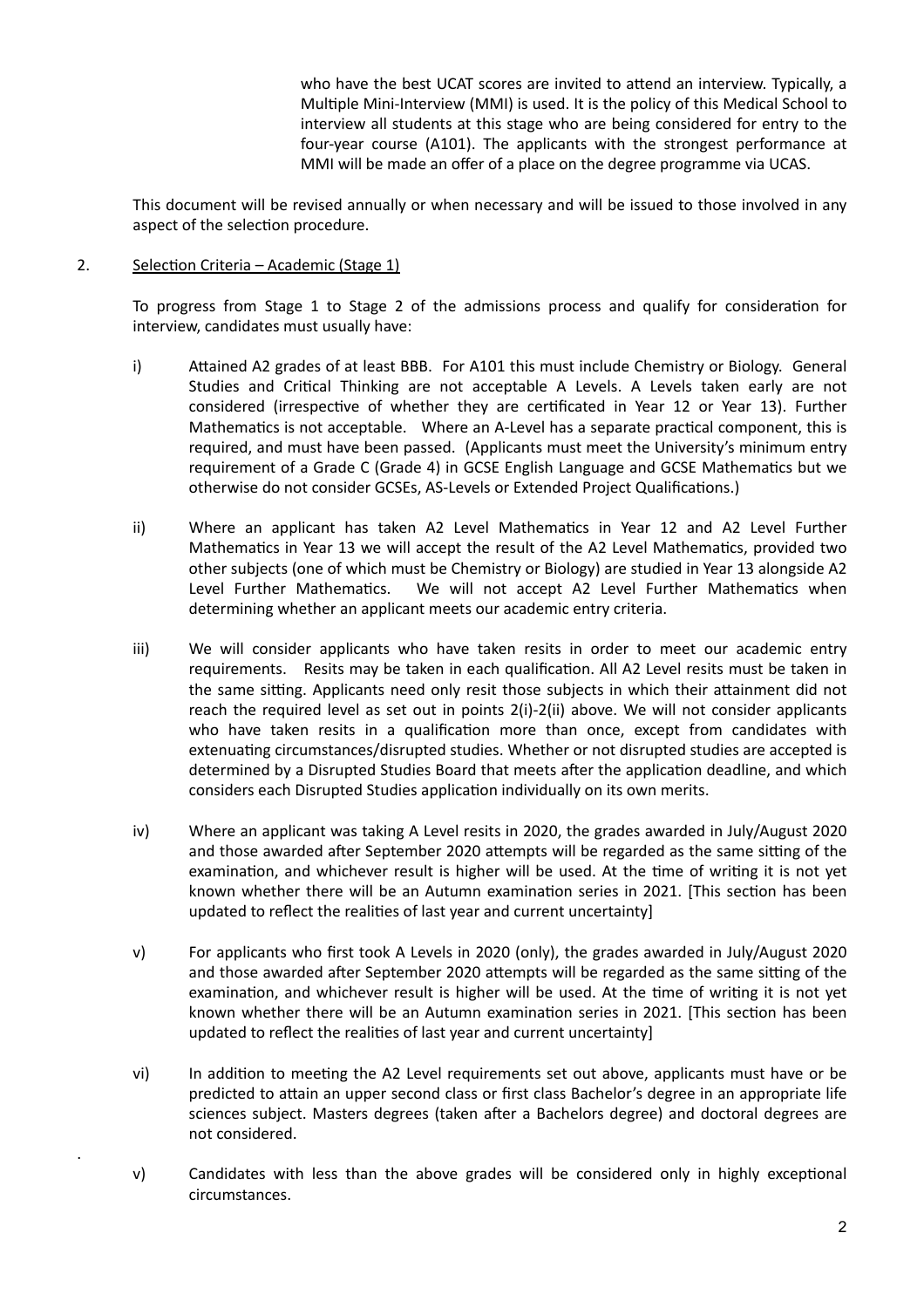who have the best UCAT scores are invited to attend an interview. Typically, a Multiple Mini-Interview (MMI) is used. It is the policy of this Medical School to interview all students at this stage who are being considered for entry to the four-year course (A101). The applicants with the strongest performance at MMI will be made an offer of a place on the degree programme via UCAS.

This document will be revised annually or when necessary and will be issued to those involved in any aspect of the selection procedure.

2. Selection Criteria – Academic (Stage 1)

To progress from Stage 1 to Stage 2 of the admissions process and qualify for consideration for interview, candidates must usually have:

i) Attained A2 grades of at least BBB. For A101 this must include Chemistry or Biology. General Studies and Critical Thinking are not acceptable A Levels. A Levels taken early are not considered (irrespective of whether they are certificated in Year 12 or Year 13). Further Mathematics is not acceptable. Where an A-Level has a separate practical component, this is required, and must have been passed. (Applicants must meet the University's minimum entry requirement of a Grade C (Grade 4) in GCSE English Language and GCSE Mathematics but we otherwise do not consider GCSEs, AS-Levels or Extended Project Qualifications.)

ii) Where an applicant has taken A2 Level Mathematics in Year 12 and A2 Level Further Mathematics in Year 13 we will accept the result of the A2 Level Mathematics, provided two other subjects (one of which must be Chemistry or Biology) are studied in Year 13 alongside A2 Level Further Mathematics. We will not accept A2 Level Further Mathematics when determining whether an applicant meets our academic entry criteria.

iii) We will consider applicants who have taken resits in order to meet our academic entry requirements. Resits may be taken in each qualification. All A2 Level resits must be taken in the same sitting. Applicants need only resit those subjects in which their attainment did not reach the required level as set out in points 2(i)-2(ii) above. We will not consider applicants who have taken resits in a qualification more than once, except from candidates with extenuating circumstances/disrupted studies. Whether or not disrupted studies are accepted is determined by a Disrupted Studies Board that meets after the application deadline, and which considers each Disrupted Studies application individually on its own merits.

iv) Where an applicant was taking A Level resits in 2020, the grades awarded in July/August 2020 and those awarded after September 2020 attempts will be regarded as the same sitting of the examination, and whichever result is higher will be used. At the time of writing it is not yet known whether there will be an Autumn examination series in 2021. [This section has been updated to reflect the realities of last year and current uncertainty]

v) For applicants who first took A Levels in 2020 (only), the grades awarded in July/August 2020 and those awarded after September 2020 attempts will be regarded as the same sitting of the examination, and whichever result is higher will be used. At the time of writing it is not yet known whether there will be an Autumn examination series in 2021. [This section has been updated to reflect the realities of last year and current uncertainty]

vi) In addition to meeting the A2 Level requirements set out above, applicants must have or be predicted to attain an upper second class or first class Bachelor's degree in an appropriate life sciences subject. Masters degrees (taken after a Bachelors degree) and doctoral degrees are not considered.

v) Candidates with less than the above grades will be considered only in highly exceptional circumstances.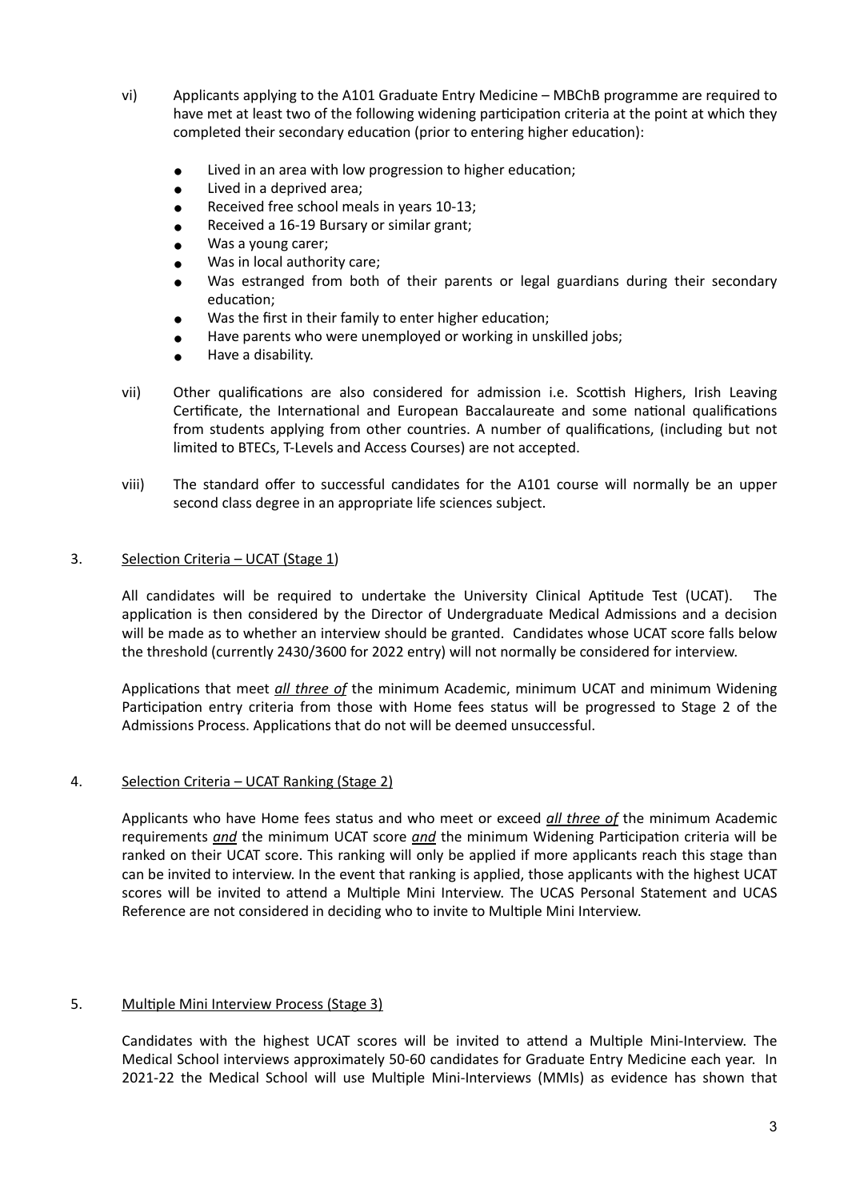vi) Applicants applying to the A101 Graduate Entry Medicine – MBChB programme are required to have met at least two of the following widening participation criteria at the point at which they completed their secondary education (prior to entering higher education):

- Lived in an area with low progression to higher education;
- Lived in a deprived area;
- Received free school meals in years 10-13;
- Received a 16-19 Bursary or similar grant;
- Was a young carer;
- Was in local authority care;
- Was estranged from both of their parents or legal guardians during their secondary education;
- Was the first in their family to enter higher education;
- Have parents who were unemployed or working in unskilled jobs;
- Have a disability.

vii) Other qualifications are also considered for admission i.e. Scottish Highers, Irish Leaving Certificate, the International and European Baccalaureate and some national qualifications from students applying from other countries. A number of qualifications, (including but not limited to BTECs, T-Levels and Access Courses) are not accepted.

viii) The standard offer to successful candidates for the A101 course will normally be an upper second class degree in an appropriate life sciences subject.

## 3. Selection Criteria – UCAT (Stage 1)

All candidates will be required to undertake the University Clinical Aptitude Test (UCAT). The application is then considered by the Director of Undergraduate Medical Admissions and a decision will be made as to whether an interview should be granted. Candidates whose UCAT score falls below the threshold (currently 2430/3600 for 2022 entry) will not normally be considered for interview.

Applications that meet ***all three of*** the minimum Academic, minimum UCAT and minimum Widening Participation entry criteria from those with Home fees status will be progressed to Stage 2 of the Admissions Process. Applications that do not will be deemed unsuccessful.

## 4. Selection Criteria – UCAT Ranking (Stage 2)

Applicants who have Home fees status and who meet or exceed ***all three of*** the minimum Academic requirements ***and*** the minimum UCAT score ***and*** the minimum Widening Participation criteria will be ranked on their UCAT score. This ranking will only be applied if more applicants reach this stage than can be invited to interview. In the event that ranking is applied, those applicants with the highest UCAT scores will be invited to attend a Multiple Mini Interview. The UCAS Personal Statement and UCAS Reference are not considered in deciding who to invite to Multiple Mini Interview.

## 5. Multiple Mini Interview Process (Stage 3)

Candidates with the highest UCAT scores will be invited to attend a Multiple Mini-Interview. The Medical School interviews approximately 50-60 candidates for Graduate Entry Medicine each year. In 2021-22 the Medical School will use Multiple Mini-Interviews (MMIs) as evidence has shown that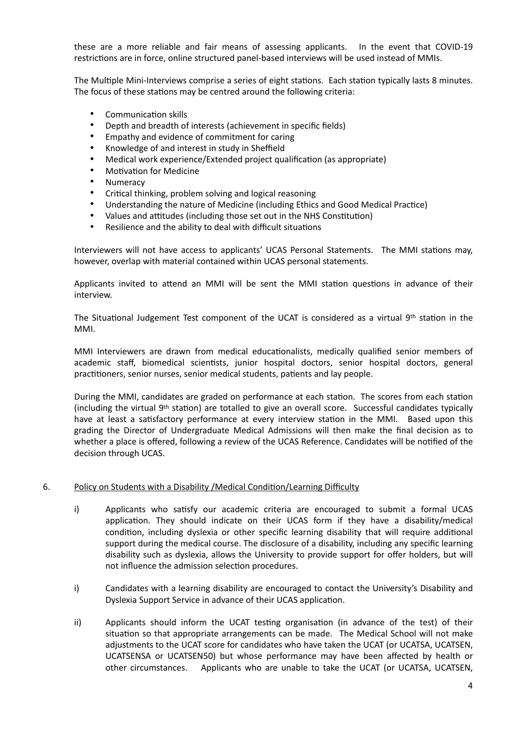these are a more reliable and fair means of assessing applicants. In the event that COVID-19 restrictions are in force, online structured panel-based interviews will be used instead of MMIs.

The Multiple Mini-Interviews comprise a series of eight stations. Each station typically lasts 8 minutes. The focus of these stations may be centred around the following criteria:

- Communication skills
- Depth and breadth of interests (achievement in specific fields)
- Empathy and evidence of commitment for caring
- Knowledge of and interest in study in Sheffield
- Medical work experience/Extended project qualification (as appropriate)
- Motivation for Medicine
- Numeracy
- Critical thinking, problem solving and logical reasoning
- Understanding the nature of Medicine (including Ethics and Good Medical Practice)
- Values and attitudes (including those set out in the NHS Constitution)
- Resilience and the ability to deal with difficult situations

Interviewers will not have access to applicants' UCAS Personal Statements. The MMI stations may, however, overlap with material contained within UCAS personal statements.

Applicants invited to attend an MMI will be sent the MMI station questions in advance of their interview.

The Situational Judgement Test component of the UCAT is considered as a virtual 9th station in the MMI.

MMI Interviewers are drawn from medical educationalists, medically qualified senior members of academic staff, biomedical scientists, junior hospital doctors, senior hospital doctors, general practitioners, senior nurses, senior medical students, patients and lay people.

During the MMI, candidates are graded on performance at each station. The scores from each station (including the virtual 9th station) are totalled to give an overall score. Successful candidates typically have at least a satisfactory performance at every interview station in the MMI. Based upon this grading the Director of Undergraduate Medical Admissions will then make the final decision as to whether a place is offered, following a review of the UCAS Reference. Candidates will be notified of the decision through UCAS.

6. <u>Policy on Students with a Disability /Medical Condition/Learning Difficulty</u>

i) Applicants who satisfy our academic criteria are encouraged to submit a formal UCAS application. They should indicate on their UCAS form if they have a disability/medical condition, including dyslexia or other specific learning disability that will require additional support during the medical course. The disclosure of a disability, including any specific learning disability such as dyslexia, allows the University to provide support for offer holders, but will not influence the admission selection procedures.

i) Candidates with a learning disability are encouraged to contact the University's Disability and Dyslexia Support Service in advance of their UCAS application.

ii) Applicants should inform the UCAT testing organisation (in advance of the test) of their situation so that appropriate arrangements can be made. The Medical School will not make adjustments to the UCAT score for candidates who have taken the UCAT (or UCATSA, UCATSEN, UCATSENSA or UCATSEN50) but whose performance may have been affected by health or other circumstances. Applicants who are unable to take the UCAT (or UCATSA, UCATSEN,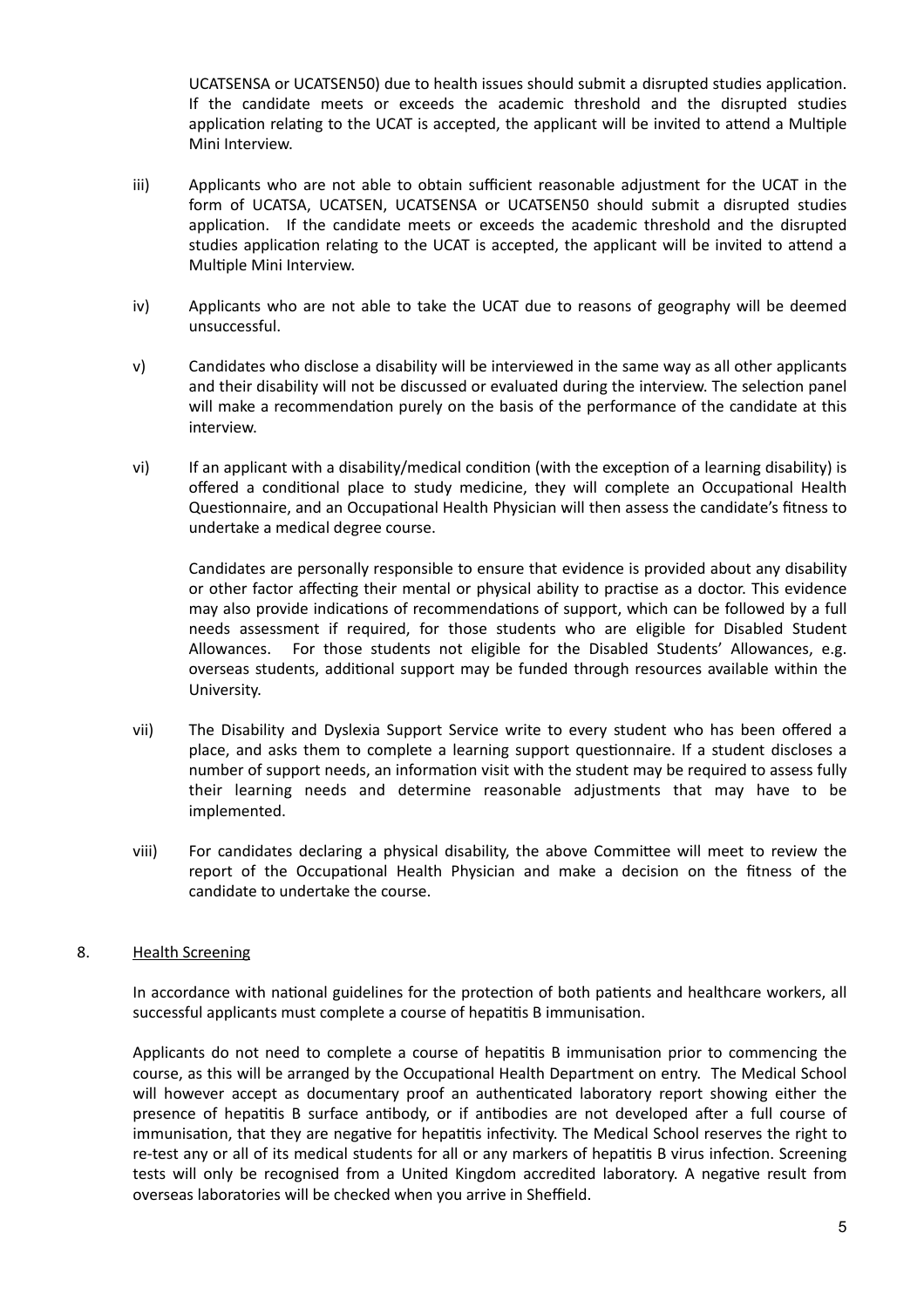UCATSENSA or UCATSEN50) due to health issues should submit a disrupted studies application. If the candidate meets or exceeds the academic threshold and the disrupted studies application relating to the UCAT is accepted, the applicant will be invited to attend a Multiple Mini Interview.

iii) Applicants who are not able to obtain sufficient reasonable adjustment for the UCAT in the form of UCATSA, UCATSEN, UCATSENSA or UCATSEN50 should submit a disrupted studies application. If the candidate meets or exceeds the academic threshold and the disrupted studies application relating to the UCAT is accepted, the applicant will be invited to attend a Multiple Mini Interview.

iv) Applicants who are not able to take the UCAT due to reasons of geography will be deemed unsuccessful.

v) Candidates who disclose a disability will be interviewed in the same way as all other applicants and their disability will not be discussed or evaluated during the interview. The selection panel will make a recommendation purely on the basis of the performance of the candidate at this interview.

vi) If an applicant with a disability/medical condition (with the exception of a learning disability) is offered a conditional place to study medicine, they will complete an Occupational Health Questionnaire, and an Occupational Health Physician will then assess the candidate's fitness to undertake a medical degree course.

Candidates are personally responsible to ensure that evidence is provided about any disability or other factor affecting their mental or physical ability to practise as a doctor. This evidence may also provide indications of recommendations of support, which can be followed by a full needs assessment if required, for those students who are eligible for Disabled Student Allowances. For those students not eligible for the Disabled Students' Allowances, e.g. overseas students, additional support may be funded through resources available within the University.

vii) The Disability and Dyslexia Support Service write to every student who has been offered a place, and asks them to complete a learning support questionnaire. If a student discloses a number of support needs, an information visit with the student may be required to assess fully their learning needs and determine reasonable adjustments that may have to be implemented.

viii) For candidates declaring a physical disability, the above Committee will meet to review the report of the Occupational Health Physician and make a decision on the fitness of the candidate to undertake the course.

## 8. Health Screening

In accordance with national guidelines for the protection of both patients and healthcare workers, all successful applicants must complete a course of hepatitis B immunisation.

Applicants do not need to complete a course of hepatitis B immunisation prior to commencing the course, as this will be arranged by the Occupational Health Department on entry. The Medical School will however accept as documentary proof an authenticated laboratory report showing either the presence of hepatitis B surface antibody, or if antibodies are not developed after a full course of immunisation, that they are negative for hepatitis infectivity. The Medical School reserves the right to re-test any or all of its medical students for all or any markers of hepatitis B virus infection. Screening tests will only be recognised from a United Kingdom accredited laboratory. A negative result from overseas laboratories will be checked when you arrive in Sheffield.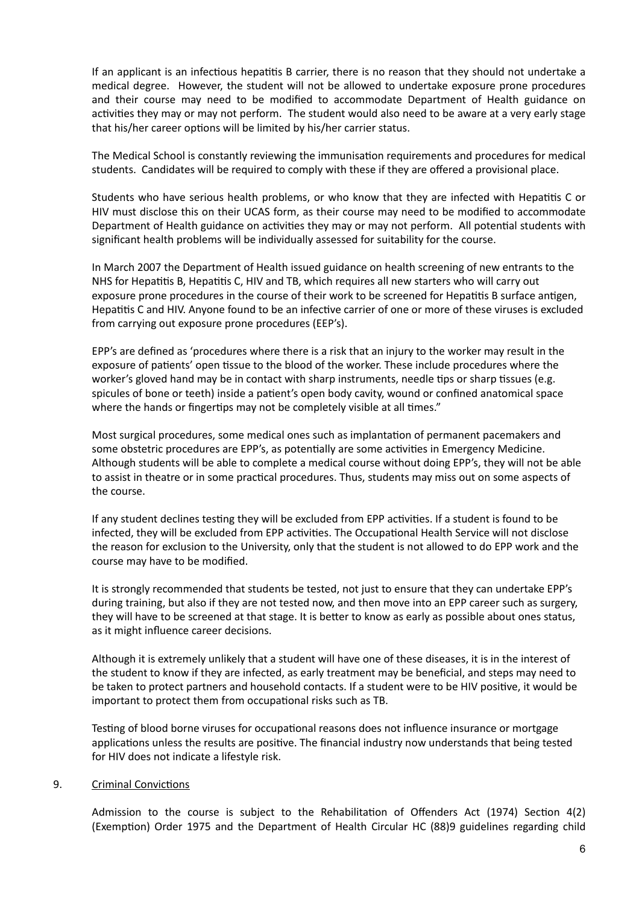If an applicant is an infectious hepatitis B carrier, there is no reason that they should not undertake a medical degree. However, the student will not be allowed to undertake exposure prone procedures and their course may need to be modified to accommodate Department of Health guidance on activities they may or may not perform. The student would also need to be aware at a very early stage that his/her career options will be limited by his/her carrier status.

The Medical School is constantly reviewing the immunisation requirements and procedures for medical students. Candidates will be required to comply with these if they are offered a provisional place.

Students who have serious health problems, or who know that they are infected with Hepatitis C or HIV must disclose this on their UCAS form, as their course may need to be modified to accommodate Department of Health guidance on activities they may or may not perform. All potential students with significant health problems will be individually assessed for suitability for the course.

In March 2007 the Department of Health issued guidance on health screening of new entrants to the NHS for Hepatitis B, Hepatitis C, HIV and TB, which requires all new starters who will carry out exposure prone procedures in the course of their work to be screened for Hepatitis B surface antigen, Hepatitis C and HIV. Anyone found to be an infective carrier of one or more of these viruses is excluded from carrying out exposure prone procedures (EEP's).

EPP's are defined as 'procedures where there is a risk that an injury to the worker may result in the exposure of patients' open tissue to the blood of the worker. These include procedures where the worker's gloved hand may be in contact with sharp instruments, needle tips or sharp tissues (e.g. spicules of bone or teeth) inside a patient's open body cavity, wound or confined anatomical space where the hands or fingertips may not be completely visible at all times."

Most surgical procedures, some medical ones such as implantation of permanent pacemakers and some obstetric procedures are EPP's, as potentially are some activities in Emergency Medicine. Although students will be able to complete a medical course without doing EPP's, they will not be able to assist in theatre or in some practical procedures. Thus, students may miss out on some aspects of the course.

If any student declines testing they will be excluded from EPP activities. If a student is found to be infected, they will be excluded from EPP activities. The Occupational Health Service will not disclose the reason for exclusion to the University, only that the student is not allowed to do EPP work and the course may have to be modified.

It is strongly recommended that students be tested, not just to ensure that they can undertake EPP's during training, but also if they are not tested now, and then move into an EPP career such as surgery, they will have to be screened at that stage. It is better to know as early as possible about ones status, as it might influence career decisions.

Although it is extremely unlikely that a student will have one of these diseases, it is in the interest of the student to know if they are infected, as early treatment may be beneficial, and steps may need to be taken to protect partners and household contacts. If a student were to be HIV positive, it would be important to protect them from occupational risks such as TB.

Testing of blood borne viruses for occupational reasons does not influence insurance or mortgage applications unless the results are positive. The financial industry now understands that being tested for HIV does not indicate a lifestyle risk.

## 9. Criminal Convictions

Admission to the course is subject to the Rehabilitation of Offenders Act (1974) Section 4(2) (Exemption) Order 1975 and the Department of Health Circular HC (88)9 guidelines regarding child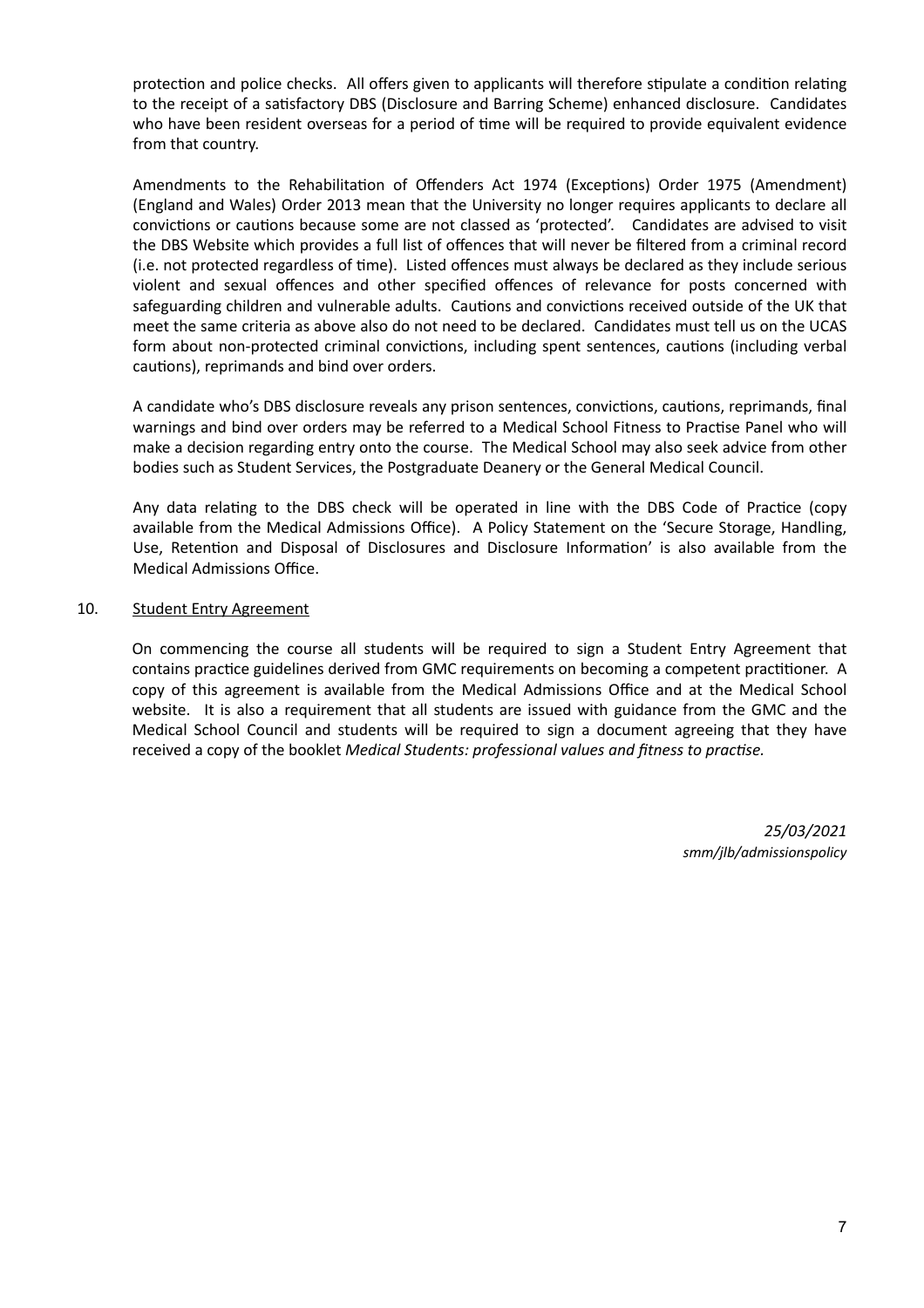protection and police checks. All offers given to applicants will therefore stipulate a condition relating to the receipt of a satisfactory DBS (Disclosure and Barring Scheme) enhanced disclosure. Candidates who have been resident overseas for a period of time will be required to provide equivalent evidence from that country.

Amendments to the Rehabilitation of Offenders Act 1974 (Exceptions) Order 1975 (Amendment) (England and Wales) Order 2013 mean that the University no longer requires applicants to declare all convictions or cautions because some are not classed as 'protected'. Candidates are advised to visit the DBS Website which provides a full list of offences that will never be filtered from a criminal record (i.e. not protected regardless of time). Listed offences must always be declared as they include serious violent and sexual offences and other specified offences of relevance for posts concerned with safeguarding children and vulnerable adults. Cautions and convictions received outside of the UK that meet the same criteria as above also do not need to be declared. Candidates must tell us on the UCAS form about non-protected criminal convictions, including spent sentences, cautions (including verbal cautions), reprimands and bind over orders.

A candidate who's DBS disclosure reveals any prison sentences, convictions, cautions, reprimands, final warnings and bind over orders may be referred to a Medical School Fitness to Practise Panel who will make a decision regarding entry onto the course. The Medical School may also seek advice from other bodies such as Student Services, the Postgraduate Deanery or the General Medical Council.

Any data relating to the DBS check will be operated in line with the DBS Code of Practice (copy available from the Medical Admissions Office). A Policy Statement on the 'Secure Storage, Handling, Use, Retention and Disposal of Disclosures and Disclosure Information' is also available from the Medical Admissions Office.

10. Student Entry Agreement

On commencing the course all students will be required to sign a Student Entry Agreement that contains practice guidelines derived from GMC requirements on becoming a competent practitioner. A copy of this agreement is available from the Medical Admissions Office and at the Medical School website. It is also a requirement that all students are issued with guidance from the GMC and the Medical School Council and students will be required to sign a document agreeing that they have received a copy of the booklet *Medical Students: professional values and fitness to practise.*

*25/03/2021*
*smm/jlb/admissionspolicy*